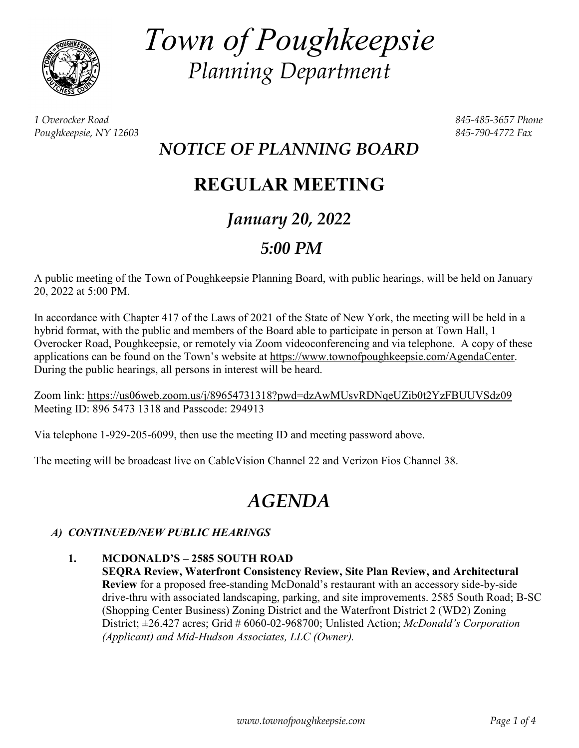# *Town of Poughkeepsie*
## *Planning Department*

*1 Overocker Road*
*Poughkeepsie, NY 12603*

*845-485-3657 Phone*
*845-790-4772 Fax*

## *NOTICE OF PLANNING BOARD*

## REGULAR MEETING

## *January 20, 2022*

## *5:00 PM*

A public meeting of the Town of Poughkeepsie Planning Board, with public hearings, will be held on January 20, 2022 at 5:00 PM.

In accordance with Chapter 417 of the Laws of 2021 of the State of New York, the meeting will be held in a hybrid format, with the public and members of the Board able to participate in person at Town Hall, 1 Overocker Road, Poughkeepsie, or remotely via Zoom videoconferencing and via telephone. A copy of these applications can be found on the Town's website at https://www.townofpoughkeepsie.com/AgendaCenter. During the public hearings, all persons in interest will be heard.

Zoom link: https://us06web.zoom.us/j/89654731318?pwd=dzAwMUsvRDNqeUZib0t2YzFBUUVSdz09
Meeting ID: 896 5473 1318 and Passcode: 294913

Via telephone 1-929-205-6099, then use the meeting ID and meeting password above.

The meeting will be broadcast live on CableVision Channel 22 and Verizon Fios Channel 38.

# *AGENDA*

### *A) CONTINUED/NEW PUBLIC HEARINGS*

1. **MCDONALD'S – 2585 SOUTH ROAD**
   **SEQRA Review, Waterfront Consistency Review, Site Plan Review, and Architectural Review** for a proposed free-standing McDonald's restaurant with an accessory side-by-side drive-thru with associated landscaping, parking, and site improvements. 2585 South Road; B-SC (Shopping Center Business) Zoning District and the Waterfront District 2 (WD2) Zoning District; ±26.427 acres; Grid # 6060-02-968700; Unlisted Action; *McDonald's Corporation (Applicant) and Mid-Hudson Associates, LLC (Owner).*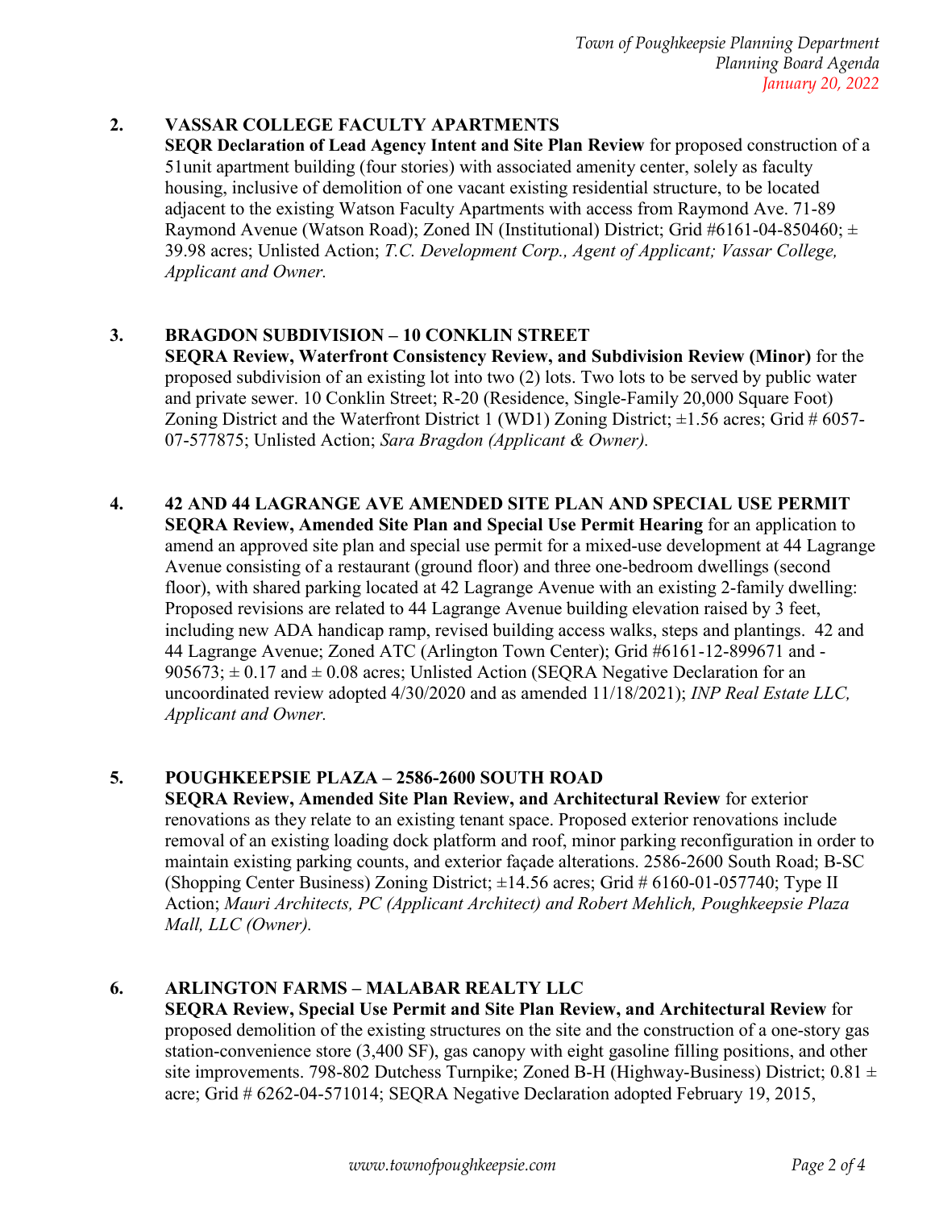2. **VASSAR COLLEGE FACULTY APARTMENTS**
   **SEQR Declaration of Lead Agency Intent and Site Plan Review** for proposed construction of a 51unit apartment building (four stories) with associated amenity center, solely as faculty housing, inclusive of demolition of one vacant existing residential structure, to be located adjacent to the existing Watson Faculty Apartments with access from Raymond Ave. 71-89 Raymond Avenue (Watson Road); Zoned IN (Institutional) District; Grid #6161-04-850460; ± 39.98 acres; Unlisted Action; *T.C. Development Corp., Agent of Applicant; Vassar College, Applicant and Owner.*

3. **BRAGDON SUBDIVISION – 10 CONKLIN STREET**
   **SEQRA Review, Waterfront Consistency Review, and Subdivision Review (Minor)** for the proposed subdivision of an existing lot into two (2) lots. Two lots to be served by public water and private sewer. 10 Conklin Street; R-20 (Residence, Single-Family 20,000 Square Foot) Zoning District and the Waterfront District 1 (WD1) Zoning District; ±1.56 acres; Grid # 6057-07-577875; Unlisted Action; *Sara Bragdon (Applicant & Owner).*

4. **42 AND 44 LAGRANGE AVE AMENDED SITE PLAN AND SPECIAL USE PERMIT**
   **SEQRA Review, Amended Site Plan and Special Use Permit Hearing** for an application to amend an approved site plan and special use permit for a mixed-use development at 44 Lagrange Avenue consisting of a restaurant (ground floor) and three one-bedroom dwellings (second floor), with shared parking located at 42 Lagrange Avenue with an existing 2-family dwelling: Proposed revisions are related to 44 Lagrange Avenue building elevation raised by 3 feet, including new ADA handicap ramp, revised building access walks, steps and plantings. 42 and 44 Lagrange Avenue; Zoned ATC (Arlington Town Center); Grid #6161-12-899671 and -905673; ± 0.17 and ± 0.08 acres; Unlisted Action (SEQRA Negative Declaration for an uncoordinated review adopted 4/30/2020 and as amended 11/18/2021); *INP Real Estate LLC, Applicant and Owner.*

5. **POUGHKEEPSIE PLAZA – 2586-2600 SOUTH ROAD**
   **SEQRA Review, Amended Site Plan Review, and Architectural Review** for exterior renovations as they relate to an existing tenant space. Proposed exterior renovations include removal of an existing loading dock platform and roof, minor parking reconfiguration in order to maintain existing parking counts, and exterior façade alterations. 2586-2600 South Road; B-SC (Shopping Center Business) Zoning District; ±14.56 acres; Grid # 6160-01-057740; Type II Action; *Mauri Architects, PC (Applicant Architect) and Robert Mehlich, Poughkeepsie Plaza Mall, LLC (Owner).*

6. **ARLINGTON FARMS – MALABAR REALTY LLC**
   **SEQRA Review, Special Use Permit and Site Plan Review, and Architectural Review** for proposed demolition of the existing structures on the site and the construction of a one-story gas station-convenience store (3,400 SF), gas canopy with eight gasoline filling positions, and other site improvements. 798-802 Dutchess Turnpike; Zoned B-H (Highway-Business) District; 0.81 ± acre; Grid # 6262-04-571014; SEQRA Negative Declaration adopted February 19, 2015,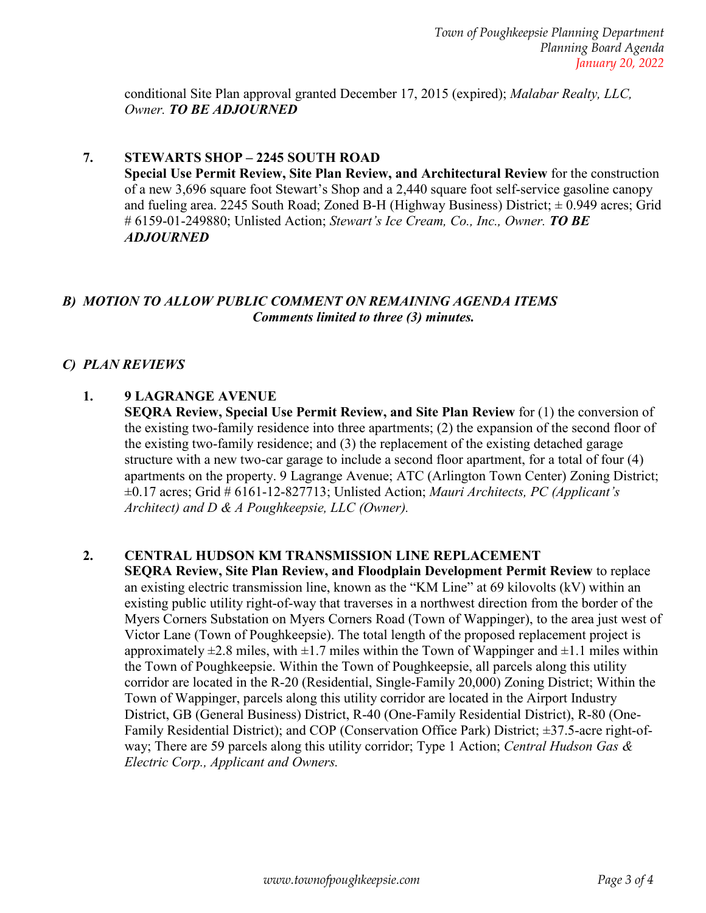conditional Site Plan approval granted December 17, 2015 (expired); *Malabar Realty, LLC, Owner.* ***TO BE ADJOURNED***

**7. STEWARTS SHOP – 2245 SOUTH ROAD**

**Special Use Permit Review, Site Plan Review, and Architectural Review** for the construction of a new 3,696 square foot Stewart's Shop and a 2,440 square foot self-service gasoline canopy and fueling area. 2245 South Road; Zoned B-H (Highway Business) District; ± 0.949 acres; Grid # 6159-01-249880; Unlisted Action; *Stewart's Ice Cream, Co., Inc., Owner.* ***TO BE ADJOURNED***

## *B) MOTION TO ALLOW PUBLIC COMMENT ON REMAINING AGENDA ITEMS*

***Comments limited to three (3) minutes.***

## *C) PLAN REVIEWS*

**1. 9 LAGRANGE AVENUE**

**SEQRA Review, Special Use Permit Review, and Site Plan Review** for (1) the conversion of the existing two-family residence into three apartments; (2) the expansion of the second floor of the existing two-family residence; and (3) the replacement of the existing detached garage structure with a new two-car garage to include a second floor apartment, for a total of four (4) apartments on the property. 9 Lagrange Avenue; ATC (Arlington Town Center) Zoning District; ±0.17 acres; Grid # 6161-12-827713; Unlisted Action; *Mauri Architects, PC (Applicant's Architect) and D & A Poughkeepsie, LLC (Owner).*

**2. CENTRAL HUDSON KM TRANSMISSION LINE REPLACEMENT**

**SEQRA Review, Site Plan Review, and Floodplain Development Permit Review** to replace an existing electric transmission line, known as the "KM Line" at 69 kilovolts (kV) within an existing public utility right-of-way that traverses in a northwest direction from the border of the Myers Corners Substation on Myers Corners Road (Town of Wappinger), to the area just west of Victor Lane (Town of Poughkeepsie). The total length of the proposed replacement project is approximately ±2.8 miles, with ±1.7 miles within the Town of Wappinger and ±1.1 miles within the Town of Poughkeepsie. Within the Town of Poughkeepsie, all parcels along this utility corridor are located in the R-20 (Residential, Single-Family 20,000) Zoning District; Within the Town of Wappinger, parcels along this utility corridor are located in the Airport Industry District, GB (General Business) District, R-40 (One-Family Residential District), R-80 (One-Family Residential District); and COP (Conservation Office Park) District; ±37.5-acre right-of-way; There are 59 parcels along this utility corridor; Type 1 Action; *Central Hudson Gas & Electric Corp., Applicant and Owners.*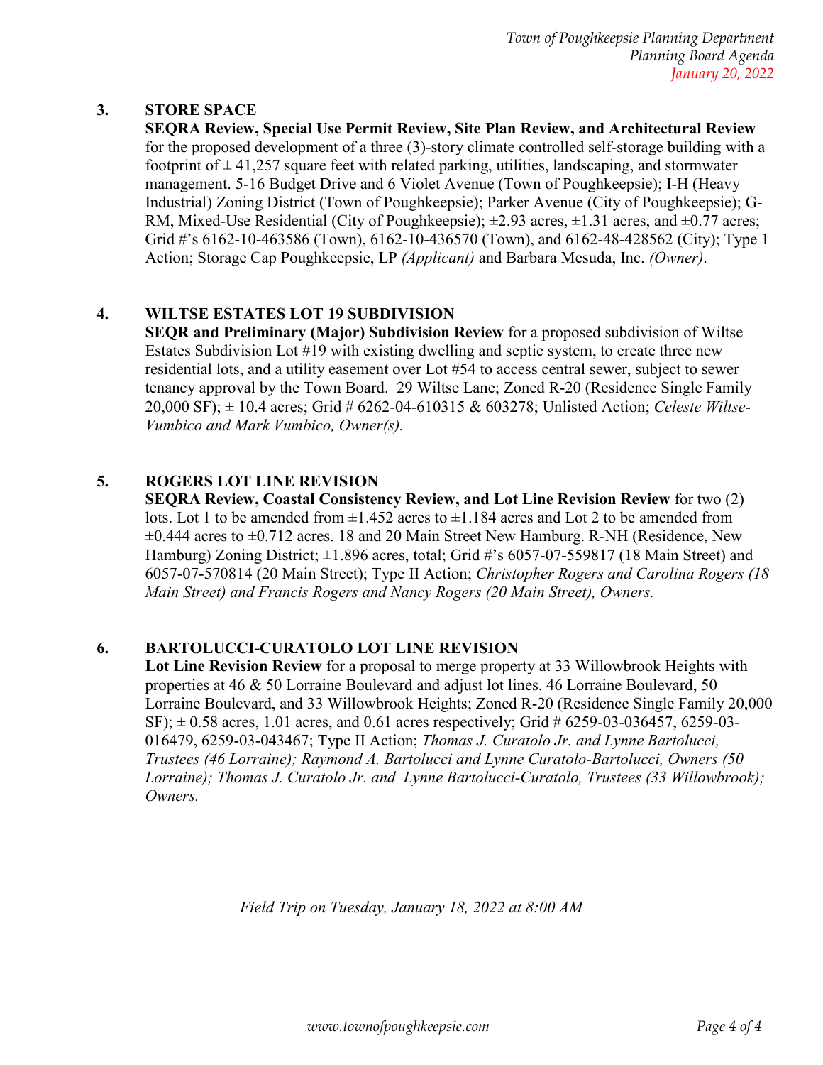3. **STORE SPACE**

   **SEQRA Review, Special Use Permit Review, Site Plan Review, and Architectural Review** for the proposed development of a three (3)-story climate controlled self-storage building with a footprint of ± 41,257 square feet with related parking, utilities, landscaping, and stormwater management. 5-16 Budget Drive and 6 Violet Avenue (Town of Poughkeepsie); I-H (Heavy Industrial) Zoning District (Town of Poughkeepsie); Parker Avenue (City of Poughkeepsie); G-RM, Mixed-Use Residential (City of Poughkeepsie); ±2.93 acres, ±1.31 acres, and ±0.77 acres; Grid #'s 6162-10-463586 (Town), 6162-10-436570 (Town), and 6162-48-428562 (City); Type 1 Action; Storage Cap Poughkeepsie, LP *(Applicant)* and Barbara Mesuda, Inc. *(Owner)*.

4. **WILTSE ESTATES LOT 19 SUBDIVISION**

   **SEQR and Preliminary (Major) Subdivision Review** for a proposed subdivision of Wiltse Estates Subdivision Lot #19 with existing dwelling and septic system, to create three new residential lots, and a utility easement over Lot #54 to access central sewer, subject to sewer tenancy approval by the Town Board. 29 Wiltse Lane; Zoned R-20 (Residence Single Family 20,000 SF); ± 10.4 acres; Grid # 6262-04-610315 & 603278; Unlisted Action; *Celeste Wiltse-Vumbico and Mark Vumbico, Owner(s).*

5. **ROGERS LOT LINE REVISION**

   **SEQRA Review, Coastal Consistency Review, and Lot Line Revision Review** for two (2) lots. Lot 1 to be amended from ±1.452 acres to ±1.184 acres and Lot 2 to be amended from ±0.444 acres to ±0.712 acres. 18 and 20 Main Street New Hamburg. R-NH (Residence, New Hamburg) Zoning District; ±1.896 acres, total; Grid #'s 6057-07-559817 (18 Main Street) and 6057-07-570814 (20 Main Street); Type II Action; *Christopher Rogers and Carolina Rogers (18 Main Street) and Francis Rogers and Nancy Rogers (20 Main Street), Owners.*

6. **BARTOLUCCI-CURATOLO LOT LINE REVISION**

   **Lot Line Revision Review** for a proposal to merge property at 33 Willowbrook Heights with properties at 46 & 50 Lorraine Boulevard and adjust lot lines. 46 Lorraine Boulevard, 50 Lorraine Boulevard, and 33 Willowbrook Heights; Zoned R-20 (Residence Single Family 20,000 SF); ± 0.58 acres, 1.01 acres, and 0.61 acres respectively; Grid # 6259-03-036457, 6259-03-016479, 6259-03-043467; Type II Action; *Thomas J. Curatolo Jr. and Lynne Bartolucci, Trustees (46 Lorraine); Raymond A. Bartolucci and Lynne Curatolo-Bartolucci, Owners (50 Lorraine); Thomas J. Curatolo Jr. and Lynne Bartolucci-Curatolo, Trustees (33 Willowbrook); Owners.*

*Field Trip on Tuesday, January 18, 2022 at 8:00 AM*